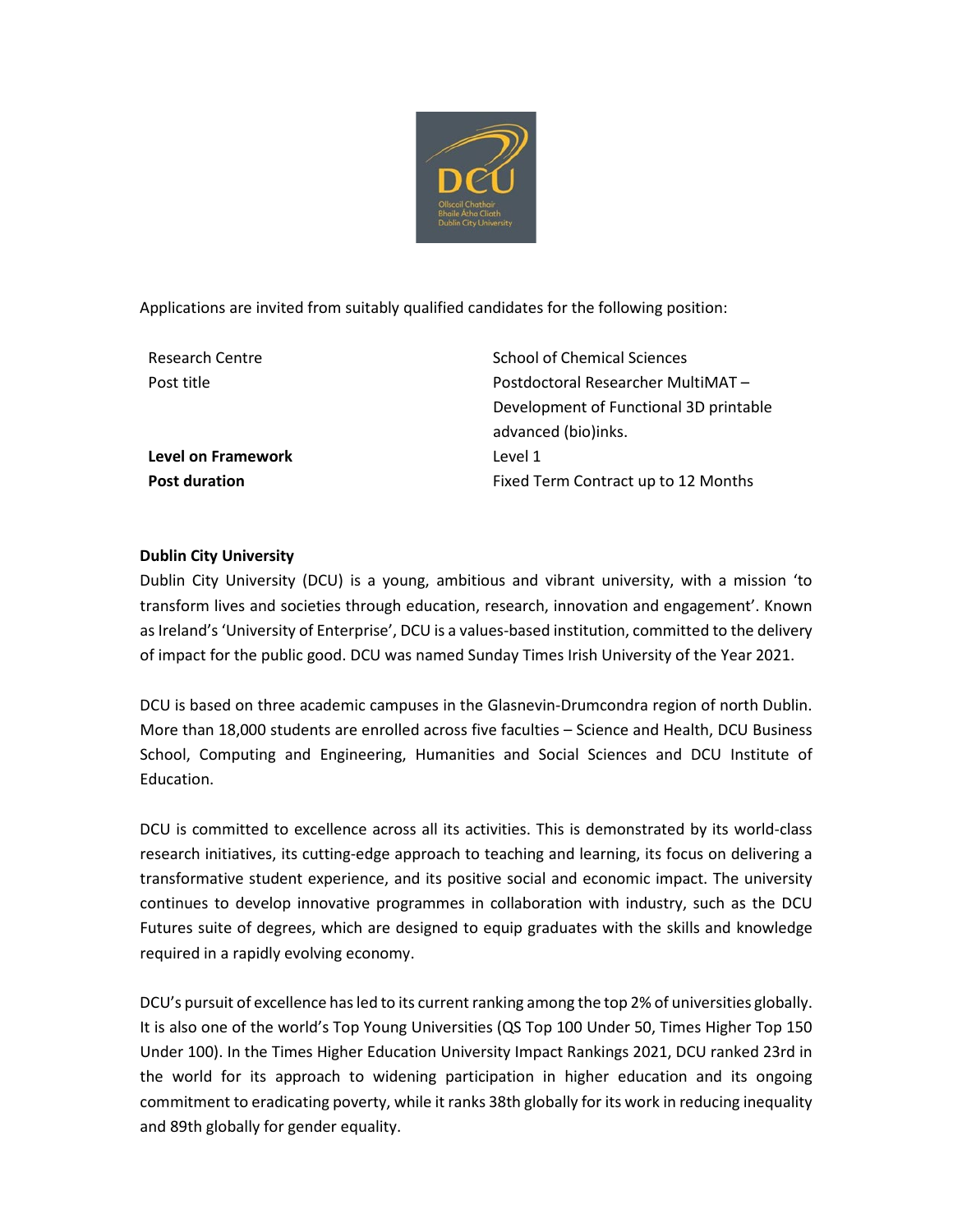Applications are invited from suitably qualified candidates for the following position:

| | |
|---|---|
| Research Centre | School of Chemical Sciences |
| Post title | Postdoctoral Researcher MultiMAT – Development of Functional 3D printable advanced (bio)inks. |
| **Level on Framework** | Level 1 |
| **Post duration** | Fixed Term Contract up to 12 Months |

**Dublin City University**

Dublin City University (DCU) is a young, ambitious and vibrant university, with a mission 'to transform lives and societies through education, research, innovation and engagement'. Known as Ireland's 'University of Enterprise', DCU is a values-based institution, committed to the delivery of impact for the public good. DCU was named Sunday Times Irish University of the Year 2021.

DCU is based on three academic campuses in the Glasnevin-Drumcondra region of north Dublin. More than 18,000 students are enrolled across five faculties – Science and Health, DCU Business School, Computing and Engineering, Humanities and Social Sciences and DCU Institute of Education.

DCU is committed to excellence across all its activities. This is demonstrated by its world-class research initiatives, its cutting-edge approach to teaching and learning, its focus on delivering a transformative student experience, and its positive social and economic impact. The university continues to develop innovative programmes in collaboration with industry, such as the DCU Futures suite of degrees, which are designed to equip graduates with the skills and knowledge required in a rapidly evolving economy.

DCU's pursuit of excellence has led to its current ranking among the top 2% of universities globally. It is also one of the world's Top Young Universities (QS Top 100 Under 50, Times Higher Top 150 Under 100). In the Times Higher Education University Impact Rankings 2021, DCU ranked 23rd in the world for its approach to widening participation in higher education and its ongoing commitment to eradicating poverty, while it ranks 38th globally for its work in reducing inequality and 89th globally for gender equality.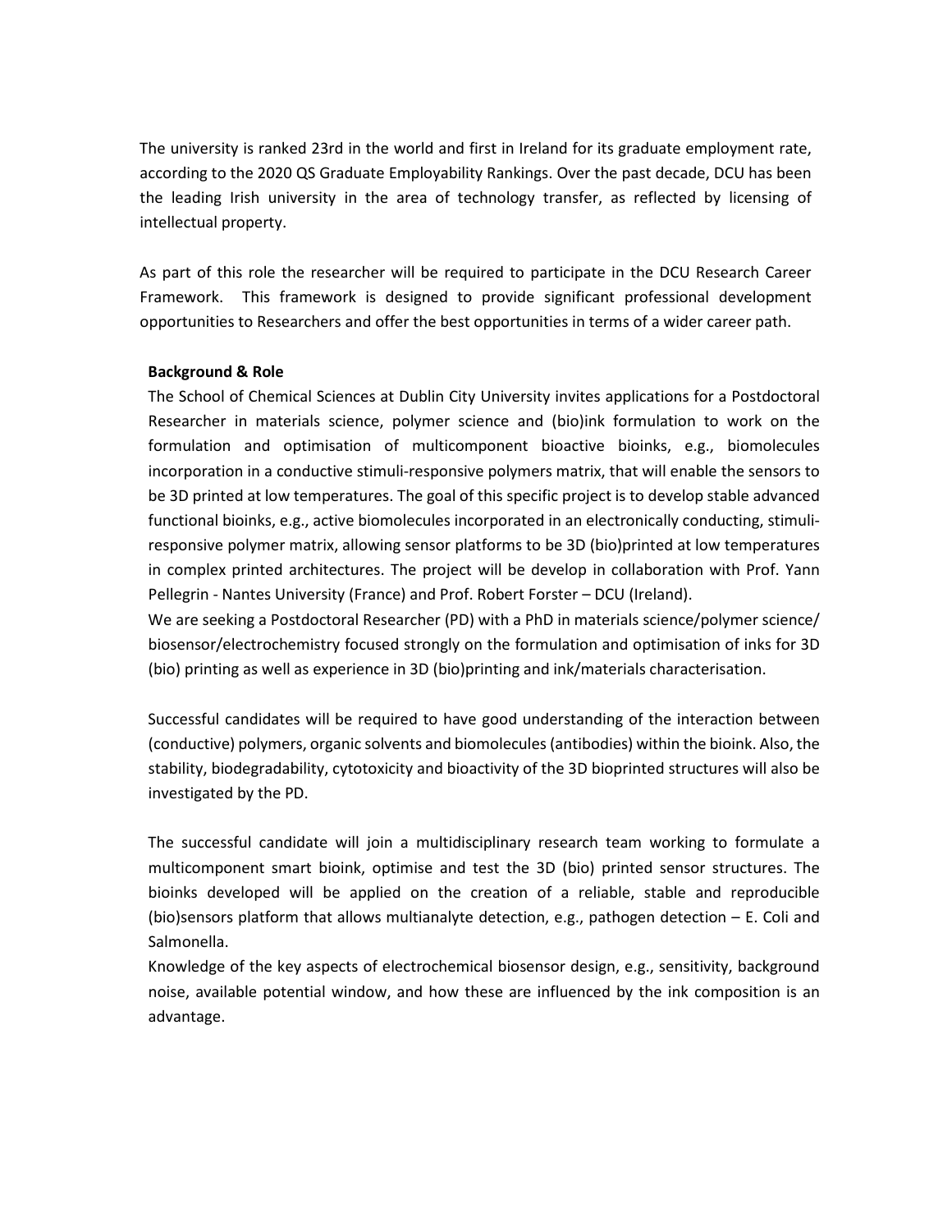The university is ranked 23rd in the world and first in Ireland for its graduate employment rate, according to the 2020 QS Graduate Employability Rankings. Over the past decade, DCU has been the leading Irish university in the area of technology transfer, as reflected by licensing of intellectual property.

As part of this role the researcher will be required to participate in the DCU Research Career Framework. This framework is designed to provide significant professional development opportunities to Researchers and offer the best opportunities in terms of a wider career path.

**Background & Role**

The School of Chemical Sciences at Dublin City University invites applications for a Postdoctoral Researcher in materials science, polymer science and (bio)ink formulation to work on the formulation and optimisation of multicomponent bioactive bioinks, e.g., biomolecules incorporation in a conductive stimuli-responsive polymers matrix, that will enable the sensors to be 3D printed at low temperatures. The goal of this specific project is to develop stable advanced functional bioinks, e.g., active biomolecules incorporated in an electronically conducting, stimuli-responsive polymer matrix, allowing sensor platforms to be 3D (bio)printed at low temperatures in complex printed architectures. The project will be develop in collaboration with Prof. Yann Pellegrin - Nantes University (France) and Prof. Robert Forster – DCU (Ireland).

We are seeking a Postdoctoral Researcher (PD) with a PhD in materials science/polymer science/ biosensor/electrochemistry focused strongly on the formulation and optimisation of inks for 3D (bio) printing as well as experience in 3D (bio)printing and ink/materials characterisation.

Successful candidates will be required to have good understanding of the interaction between (conductive) polymers, organic solvents and biomolecules (antibodies) within the bioink. Also, the stability, biodegradability, cytotoxicity and bioactivity of the 3D bioprinted structures will also be investigated by the PD.

The successful candidate will join a multidisciplinary research team working to formulate a multicomponent smart bioink, optimise and test the 3D (bio) printed sensor structures. The bioinks developed will be applied on the creation of a reliable, stable and reproducible (bio)sensors platform that allows multianalyte detection, e.g., pathogen detection – E. Coli and Salmonella.

Knowledge of the key aspects of electrochemical biosensor design, e.g., sensitivity, background noise, available potential window, and how these are influenced by the ink composition is an advantage.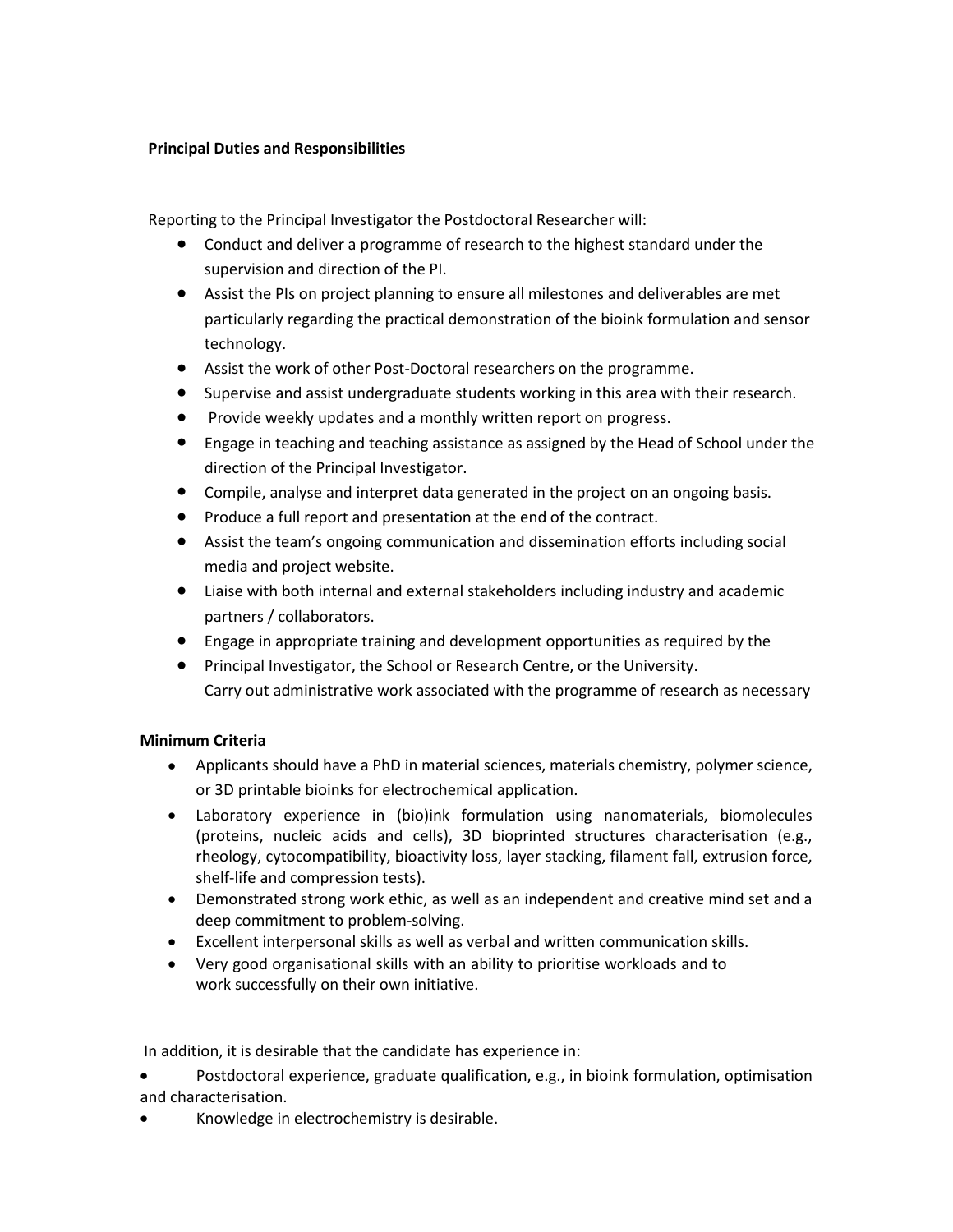**Principal Duties and Responsibilities**

Reporting to the Principal Investigator the Postdoctoral Researcher will:

- Conduct and deliver a programme of research to the highest standard under the supervision and direction of the PI.
- Assist the PIs on project planning to ensure all milestones and deliverables are met particularly regarding the practical demonstration of the bioink formulation and sensor technology.
- Assist the work of other Post-Doctoral researchers on the programme.
- Supervise and assist undergraduate students working in this area with their research.
- Provide weekly updates and a monthly written report on progress.
- Engage in teaching and teaching assistance as assigned by the Head of School under the direction of the Principal Investigator.
- Compile, analyse and interpret data generated in the project on an ongoing basis.
- Produce a full report and presentation at the end of the contract.
- Assist the team's ongoing communication and dissemination efforts including social media and project website.
- Liaise with both internal and external stakeholders including industry and academic partners / collaborators.
- Engage in appropriate training and development opportunities as required by the
- Principal Investigator, the School or Research Centre, or the University.
  Carry out administrative work associated with the programme of research as necessary

**Minimum Criteria**

- Applicants should have a PhD in material sciences, materials chemistry, polymer science, or 3D printable bioinks for electrochemical application.
- Laboratory experience in (bio)ink formulation using nanomaterials, biomolecules (proteins, nucleic acids and cells), 3D bioprinted structures characterisation (e.g., rheology, cytocompatibility, bioactivity loss, layer stacking, filament fall, extrusion force, shelf-life and compression tests).
- Demonstrated strong work ethic, as well as an independent and creative mind set and a deep commitment to problem-solving.
- Excellent interpersonal skills as well as verbal and written communication skills.
- Very good organisational skills with an ability to prioritise workloads and to work successfully on their own initiative.

In addition, it is desirable that the candidate has experience in:

- Postdoctoral experience, graduate qualification, e.g., in bioink formulation, optimisation and characterisation.
- Knowledge in electrochemistry is desirable.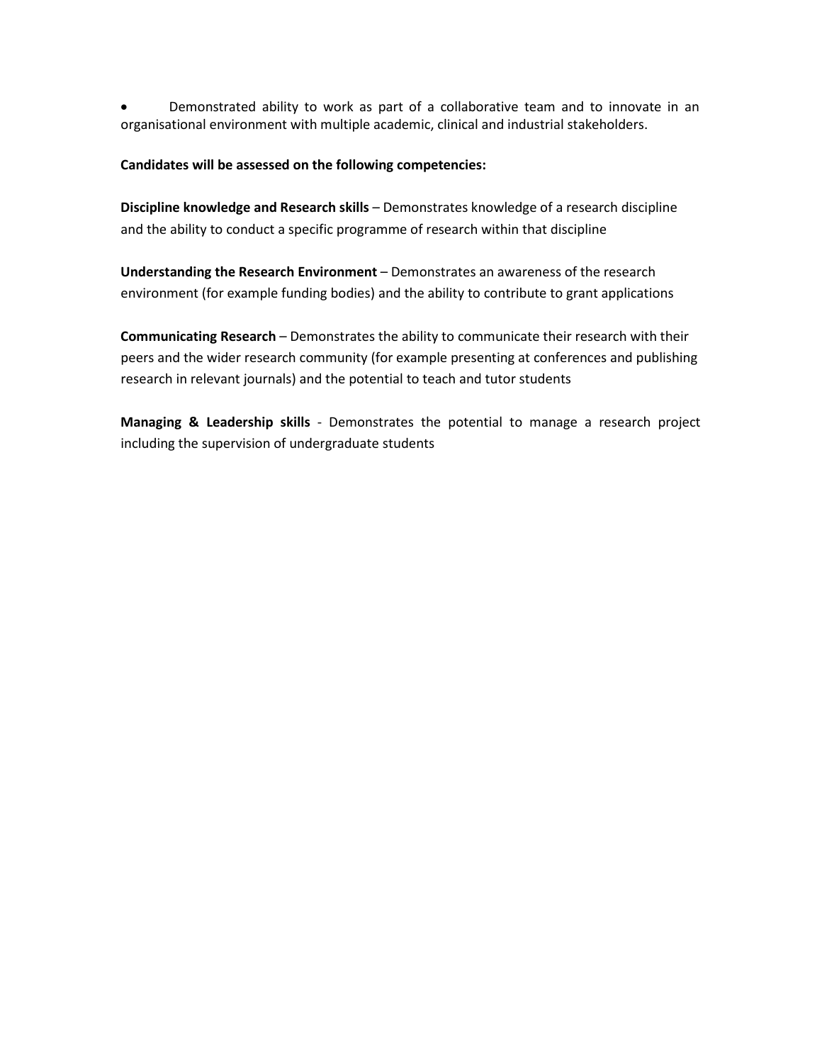- Demonstrated ability to work as part of a collaborative team and to innovate in an organisational environment with multiple academic, clinical and industrial stakeholders.

**Candidates will be assessed on the following competencies:**

**Discipline knowledge and Research skills** – Demonstrates knowledge of a research discipline and the ability to conduct a specific programme of research within that discipline

**Understanding the Research Environment** – Demonstrates an awareness of the research environment (for example funding bodies) and the ability to contribute to grant applications

**Communicating Research** – Demonstrates the ability to communicate their research with their peers and the wider research community (for example presenting at conferences and publishing research in relevant journals) and the potential to teach and tutor students

**Managing & Leadership skills** - Demonstrates the potential to manage a research project including the supervision of undergraduate students